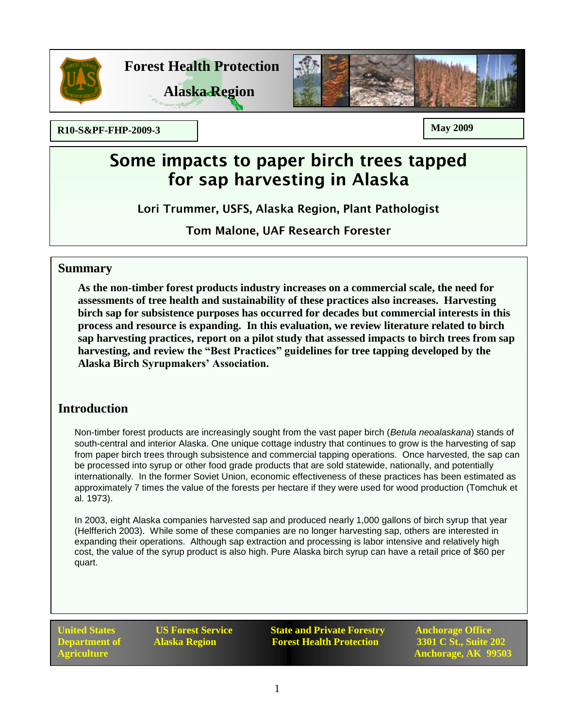**Forest Health Protection**

**Alaska Region**

**R10-S&PF-FHP-2009-3**

**May 2009**

# Some impacts to paper birch trees tapped for sap harvesting in Alaska

Lori Trummer, USFS, Alaska Region, Plant Pathologist

Tom Malone, UAF Research Forester

## Summary

**As the non-timber forest products industry increases on a commercial scale, the need for assessments of tree health and sustainability of these practices also increases. Harvesting birch sap for subsistence purposes has occurred for decades but commercial interests in this process and resource is expanding. In this evaluation, we review literature related to birch sap harvesting practices, report on a pilot study that assessed impacts to birch trees from sap harvesting, and review the "Best Practices" guidelines for tree tapping developed by the Alaska Birch Syrupmakers' Association.**

## Introduction

Non-timber forest products are increasingly sought from the vast paper birch (*Betula neoalaskana*) stands of south-central and interior Alaska. One unique cottage industry that continues to grow is the harvesting of sap from paper birch trees through subsistence and commercial tapping operations. Once harvested, the sap can be processed into syrup or other food grade products that are sold statewide, nationally, and potentially internationally. In the former Soviet Union, economic effectiveness of these practices has been estimated as approximately 7 times the value of the forests per hectare if they were used for wood production (Tomchuk et al. 1973).

In 2003, eight Alaska companies harvested sap and produced nearly 1,000 gallons of birch syrup that year (Helfferich 2003). While some of these companies are no longer harvesting sap, others are interested in expanding their operations. Although sap extraction and processing is labor intensive and relatively high cost, the value of the syrup product is also high. Pure Alaska birch syrup can have a retail price of $60 per quart.

United States Department of Agriculture | US Forest Service Alaska Region | State and Private Forestry Forest Health Protection | Anchorage Office 3301 C St., Suite 202 Anchorage, AK 99503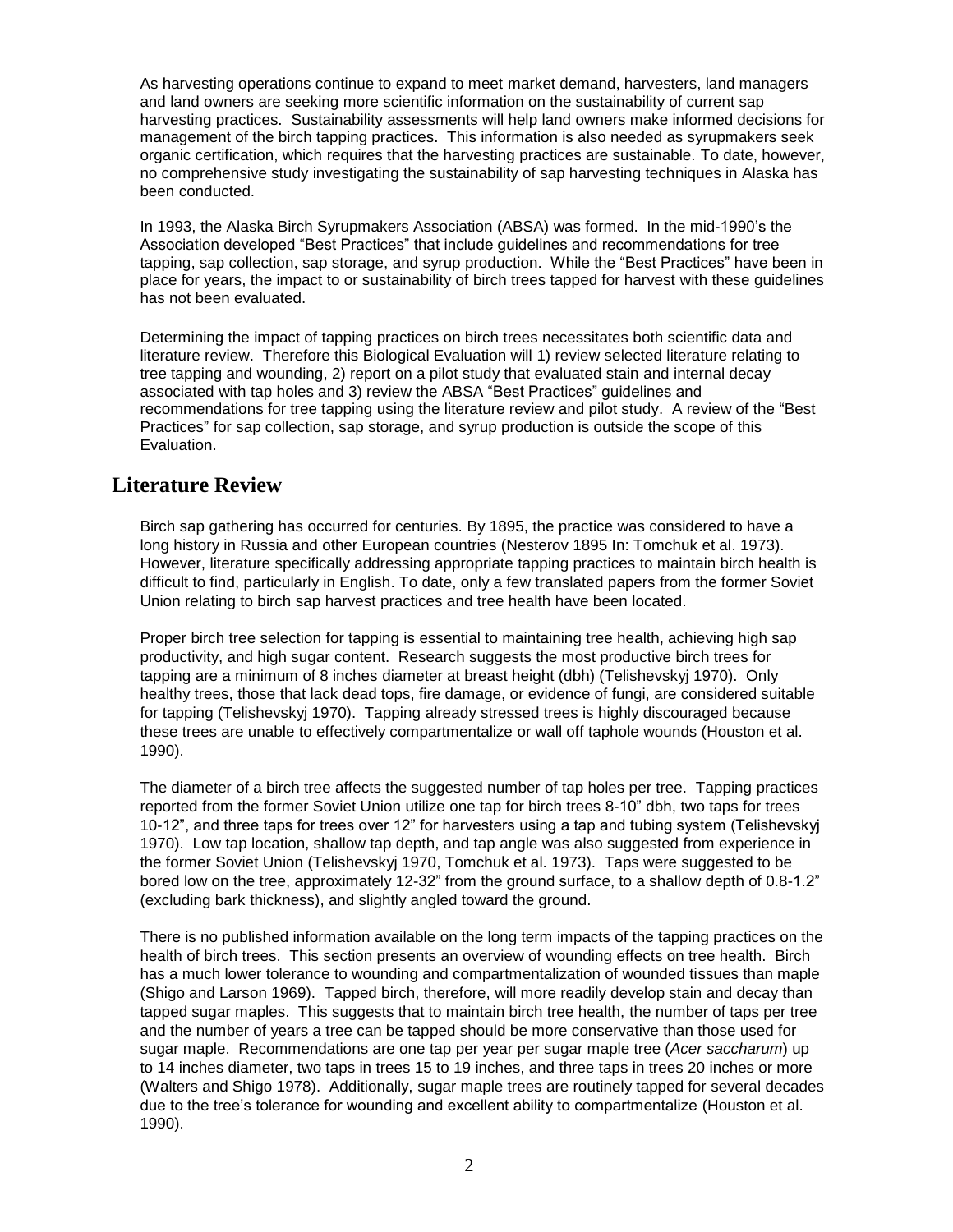As harvesting operations continue to expand to meet market demand, harvesters, land managers and land owners are seeking more scientific information on the sustainability of current sap harvesting practices. Sustainability assessments will help land owners make informed decisions for management of the birch tapping practices. This information is also needed as syrupmakers seek organic certification, which requires that the harvesting practices are sustainable. To date, however, no comprehensive study investigating the sustainability of sap harvesting techniques in Alaska has been conducted.

In 1993, the Alaska Birch Syrupmakers Association (ABSA) was formed. In the mid-1990's the Association developed "Best Practices" that include guidelines and recommendations for tree tapping, sap collection, sap storage, and syrup production. While the "Best Practices" have been in place for years, the impact to or sustainability of birch trees tapped for harvest with these guidelines has not been evaluated.

Determining the impact of tapping practices on birch trees necessitates both scientific data and literature review. Therefore this Biological Evaluation will 1) review selected literature relating to tree tapping and wounding, 2) report on a pilot study that evaluated stain and internal decay associated with tap holes and 3) review the ABSA "Best Practices" guidelines and recommendations for tree tapping using the literature review and pilot study. A review of the "Best Practices" for sap collection, sap storage, and syrup production is outside the scope of this Evaluation.

## Literature Review

Birch sap gathering has occurred for centuries. By 1895, the practice was considered to have a long history in Russia and other European countries (Nesterov 1895 In: Tomchuk et al. 1973). However, literature specifically addressing appropriate tapping practices to maintain birch health is difficult to find, particularly in English. To date, only a few translated papers from the former Soviet Union relating to birch sap harvest practices and tree health have been located.

Proper birch tree selection for tapping is essential to maintaining tree health, achieving high sap productivity, and high sugar content. Research suggests the most productive birch trees for tapping are a minimum of 8 inches diameter at breast height (dbh) (Telishevskyj 1970). Only healthy trees, those that lack dead tops, fire damage, or evidence of fungi, are considered suitable for tapping (Telishevskyj 1970). Tapping already stressed trees is highly discouraged because these trees are unable to effectively compartmentalize or wall off taphole wounds (Houston et al. 1990).

The diameter of a birch tree affects the suggested number of tap holes per tree. Tapping practices reported from the former Soviet Union utilize one tap for birch trees 8-10" dbh, two taps for trees 10-12", and three taps for trees over 12" for harvesters using a tap and tubing system (Telishevskyj 1970). Low tap location, shallow tap depth, and tap angle was also suggested from experience in the former Soviet Union (Telishevskyj 1970, Tomchuk et al. 1973). Taps were suggested to be bored low on the tree, approximately 12-32" from the ground surface, to a shallow depth of 0.8-1.2" (excluding bark thickness), and slightly angled toward the ground.

There is no published information available on the long term impacts of the tapping practices on the health of birch trees. This section presents an overview of wounding effects on tree health. Birch has a much lower tolerance to wounding and compartmentalization of wounded tissues than maple (Shigo and Larson 1969). Tapped birch, therefore, will more readily develop stain and decay than tapped sugar maples. This suggests that to maintain birch tree health, the number of taps per tree and the number of years a tree can be tapped should be more conservative than those used for sugar maple. Recommendations are one tap per year per sugar maple tree (*Acer saccharum*) up to 14 inches diameter, two taps in trees 15 to 19 inches, and three taps in trees 20 inches or more (Walters and Shigo 1978). Additionally, sugar maple trees are routinely tapped for several decades due to the tree's tolerance for wounding and excellent ability to compartmentalize (Houston et al. 1990).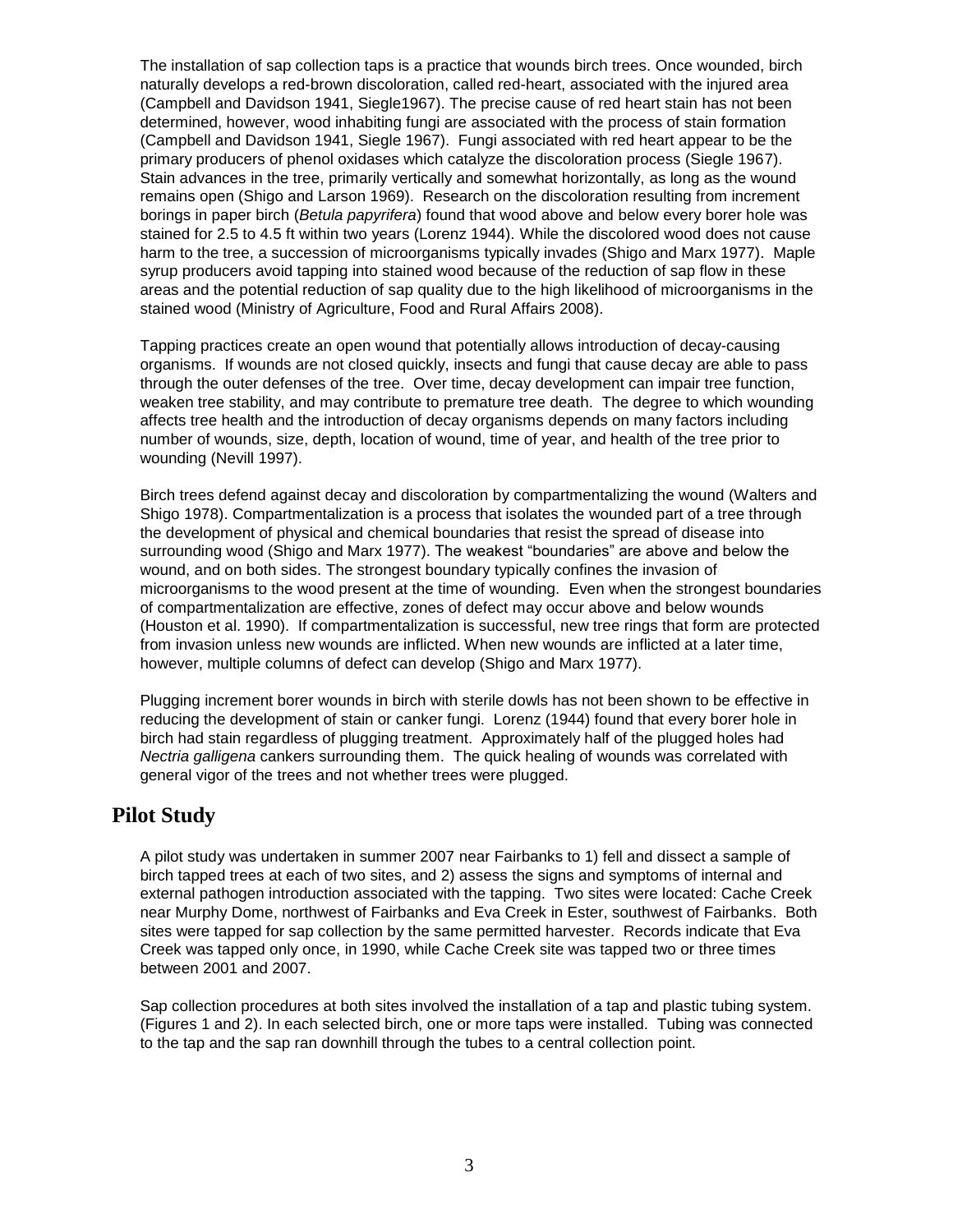The installation of sap collection taps is a practice that wounds birch trees. Once wounded, birch naturally develops a red-brown discoloration, called red-heart, associated with the injured area (Campbell and Davidson 1941, Siegle1967). The precise cause of red heart stain has not been determined, however, wood inhabiting fungi are associated with the process of stain formation (Campbell and Davidson 1941, Siegle 1967). Fungi associated with red heart appear to be the primary producers of phenol oxidases which catalyze the discoloration process (Siegle 1967). Stain advances in the tree, primarily vertically and somewhat horizontally, as long as the wound remains open (Shigo and Larson 1969). Research on the discoloration resulting from increment borings in paper birch (*Betula papyrifera*) found that wood above and below every borer hole was stained for 2.5 to 4.5 ft within two years (Lorenz 1944). While the discolored wood does not cause harm to the tree, a succession of microorganisms typically invades (Shigo and Marx 1977). Maple syrup producers avoid tapping into stained wood because of the reduction of sap flow in these areas and the potential reduction of sap quality due to the high likelihood of microorganisms in the stained wood (Ministry of Agriculture, Food and Rural Affairs 2008).

Tapping practices create an open wound that potentially allows introduction of decay-causing organisms. If wounds are not closed quickly, insects and fungi that cause decay are able to pass through the outer defenses of the tree. Over time, decay development can impair tree function, weaken tree stability, and may contribute to premature tree death. The degree to which wounding affects tree health and the introduction of decay organisms depends on many factors including number of wounds, size, depth, location of wound, time of year, and health of the tree prior to wounding (Nevill 1997).

Birch trees defend against decay and discoloration by compartmentalizing the wound (Walters and Shigo 1978). Compartmentalization is a process that isolates the wounded part of a tree through the development of physical and chemical boundaries that resist the spread of disease into surrounding wood (Shigo and Marx 1977). The weakest "boundaries" are above and below the wound, and on both sides. The strongest boundary typically confines the invasion of microorganisms to the wood present at the time of wounding. Even when the strongest boundaries of compartmentalization are effective, zones of defect may occur above and below wounds (Houston et al. 1990). If compartmentalization is successful, new tree rings that form are protected from invasion unless new wounds are inflicted. When new wounds are inflicted at a later time, however, multiple columns of defect can develop (Shigo and Marx 1977).

Plugging increment borer wounds in birch with sterile dowls has not been shown to be effective in reducing the development of stain or canker fungi. Lorenz (1944) found that every borer hole in birch had stain regardless of plugging treatment. Approximately half of the plugged holes had *Nectria galligena* cankers surrounding them. The quick healing of wounds was correlated with general vigor of the trees and not whether trees were plugged.

## Pilot Study

A pilot study was undertaken in summer 2007 near Fairbanks to 1) fell and dissect a sample of birch tapped trees at each of two sites, and 2) assess the signs and symptoms of internal and external pathogen introduction associated with the tapping. Two sites were located: Cache Creek near Murphy Dome, northwest of Fairbanks and Eva Creek in Ester, southwest of Fairbanks. Both sites were tapped for sap collection by the same permitted harvester. Records indicate that Eva Creek was tapped only once, in 1990, while Cache Creek site was tapped two or three times between 2001 and 2007.

Sap collection procedures at both sites involved the installation of a tap and plastic tubing system. (Figures 1 and 2). In each selected birch, one or more taps were installed. Tubing was connected to the tap and the sap ran downhill through the tubes to a central collection point.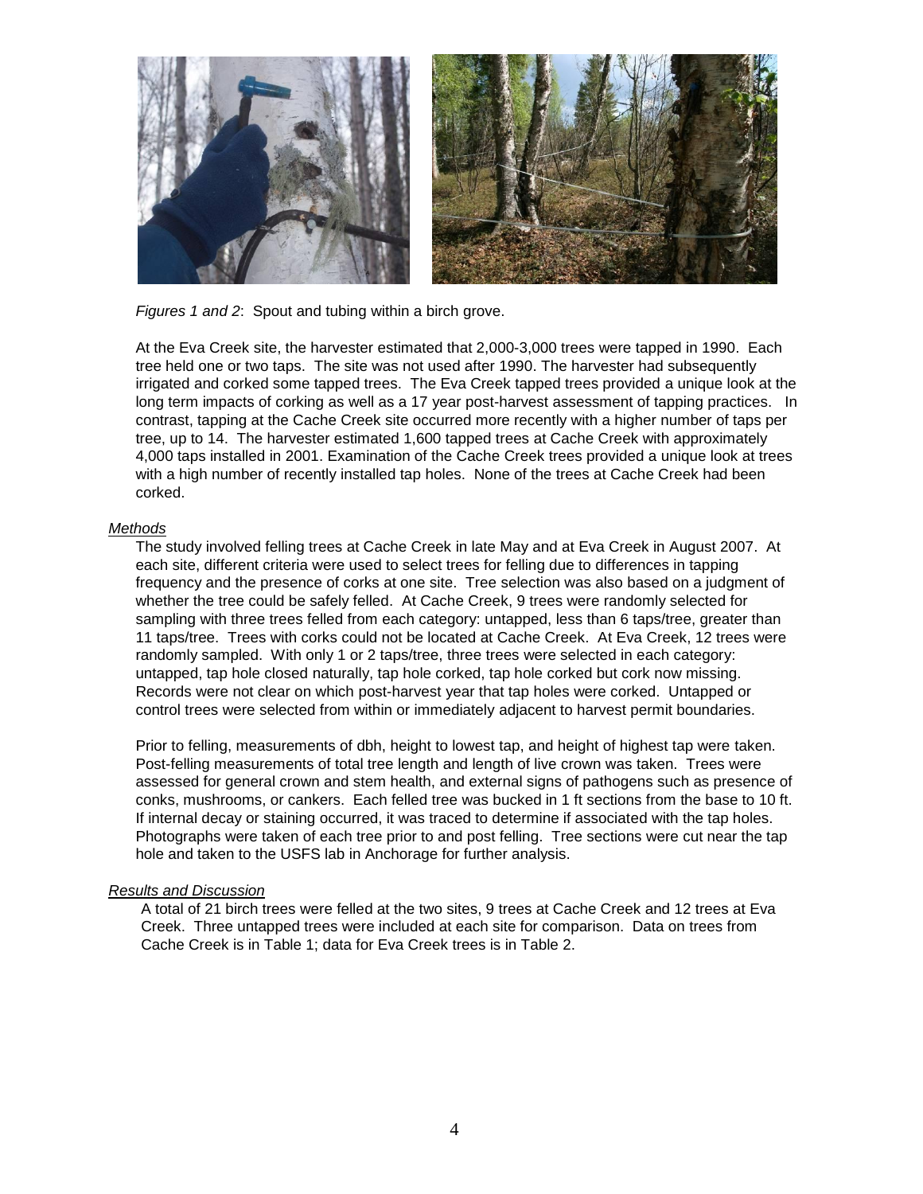*Figures 1 and 2*: Spout and tubing within a birch grove.

At the Eva Creek site, the harvester estimated that 2,000-3,000 trees were tapped in 1990. Each tree held one or two taps. The site was not used after 1990. The harvester had subsequently irrigated and corked some tapped trees. The Eva Creek tapped trees provided a unique look at the long term impacts of corking as well as a 17 year post-harvest assessment of tapping practices. In contrast, tapping at the Cache Creek site occurred more recently with a higher number of taps per tree, up to 14. The harvester estimated 1,600 tapped trees at Cache Creek with approximately 4,000 taps installed in 2001. Examination of the Cache Creek trees provided a unique look at trees with a high number of recently installed tap holes. None of the trees at Cache Creek had been corked.

*<u>Methods</u>*

The study involved felling trees at Cache Creek in late May and at Eva Creek in August 2007. At each site, different criteria were used to select trees for felling due to differences in tapping frequency and the presence of corks at one site. Tree selection was also based on a judgment of whether the tree could be safely felled. At Cache Creek, 9 trees were randomly selected for sampling with three trees felled from each category: untapped, less than 6 taps/tree, greater than 11 taps/tree. Trees with corks could not be located at Cache Creek. At Eva Creek, 12 trees were randomly sampled. With only 1 or 2 taps/tree, three trees were selected in each category: untapped, tap hole closed naturally, tap hole corked, tap hole corked but cork now missing. Records were not clear on which post-harvest year that tap holes were corked. Untapped or control trees were selected from within or immediately adjacent to harvest permit boundaries.

Prior to felling, measurements of dbh, height to lowest tap, and height of highest tap were taken. Post-felling measurements of total tree length and length of live crown was taken. Trees were assessed for general crown and stem health, and external signs of pathogens such as presence of conks, mushrooms, or cankers. Each felled tree was bucked in 1 ft sections from the base to 10 ft. If internal decay or staining occurred, it was traced to determine if associated with the tap holes. Photographs were taken of each tree prior to and post felling. Tree sections were cut near the tap hole and taken to the USFS lab in Anchorage for further analysis.

*<u>Results and Discussion</u>*

A total of 21 birch trees were felled at the two sites, 9 trees at Cache Creek and 12 trees at Eva Creek. Three untapped trees were included at each site for comparison. Data on trees from Cache Creek is in Table 1; data for Eva Creek trees is in Table 2.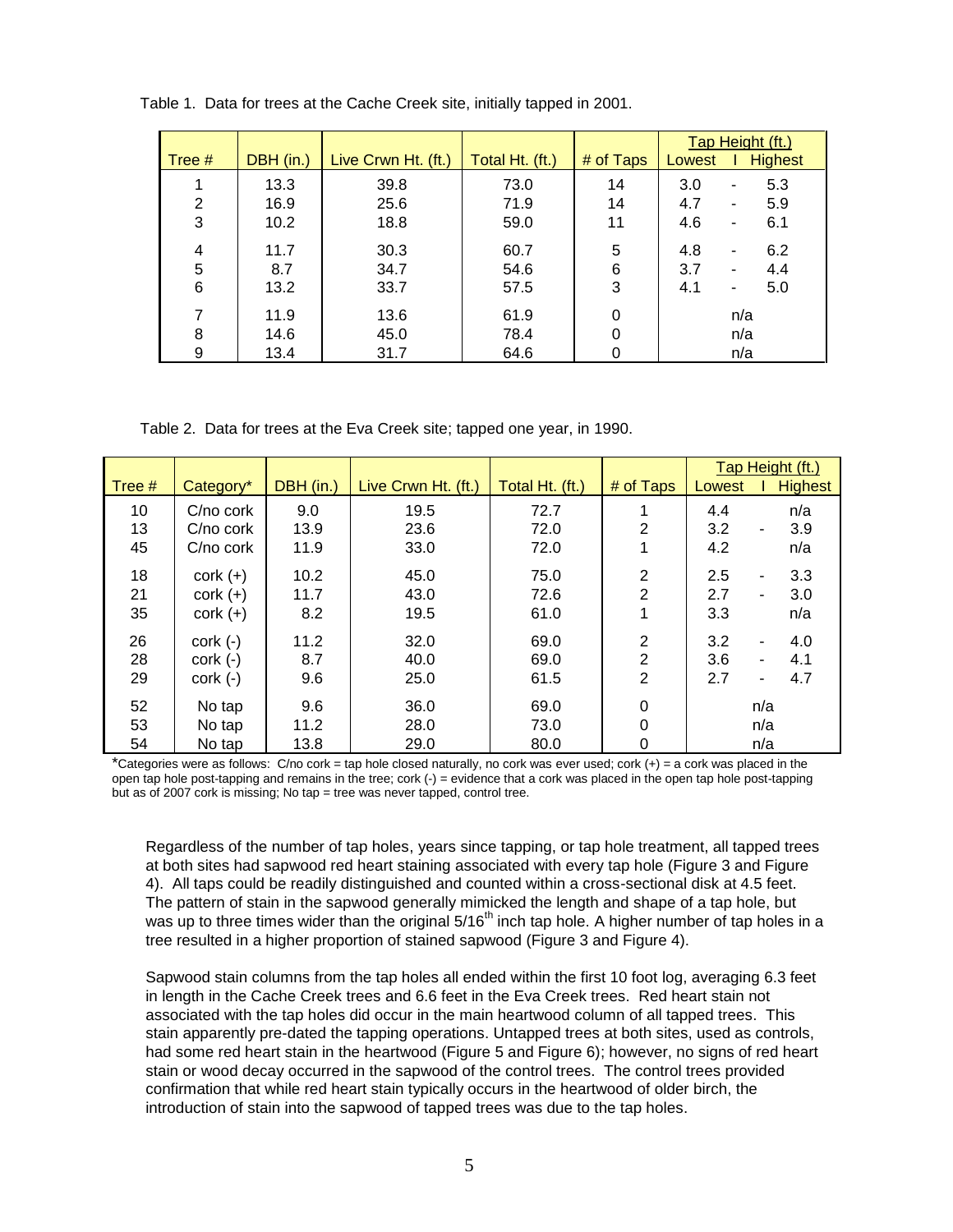Table 1. Data for trees at the Cache Creek site, initially tapped in 2001.

| Tree # | DBH (in.) | Live Crwn Ht. (ft.) | Total Ht. (ft.) | # of Taps | Tap Height (ft.) Lowest | Tap Height (ft.) Highest |
|---|---|---|---|---|---|---|
| 1 | 13.3 | 39.8 | 73.0 | 14 | 3.0 | 5.3 |
| 2 | 16.9 | 25.6 | 71.9 | 14 | 4.7 | 5.9 |
| 3 | 10.2 | 18.8 | 59.0 | 11 | 4.6 | 6.1 |
| 4 | 11.7 | 30.3 | 60.7 | 5 | 4.8 | 6.2 |
| 5 | 8.7 | 34.7 | 54.6 | 6 | 3.7 | 4.4 |
| 6 | 13.2 | 33.7 | 57.5 | 3 | 4.1 | 5.0 |
| 7 | 11.9 | 13.6 | 61.9 | 0 | n/a | |
| 8 | 14.6 | 45.0 | 78.4 | 0 | n/a | |
| 9 | 13.4 | 31.7 | 64.6 | 0 | n/a | |

Table 2. Data for trees at the Eva Creek site; tapped one year, in 1990.

| Tree # | Category* | DBH (in.) | Live Crwn Ht. (ft.) | Total Ht. (ft.) | # of Taps | Tap Height (ft.) Lowest | Tap Height (ft.) Highest |
|---|---|---|---|---|---|---|---|
| 10 | C/no cork | 9.0 | 19.5 | 72.7 | 1 | 4.4 | n/a |
| 13 | C/no cork | 13.9 | 23.6 | 72.0 | 2 | 3.2 | 3.9 |
| 45 | C/no cork | 11.9 | 33.0 | 72.0 | 1 | 4.2 | n/a |
| 18 | cork (+) | 10.2 | 45.0 | 75.0 | 2 | 2.5 | 3.3 |
| 21 | cork (+) | 11.7 | 43.0 | 72.6 | 2 | 2.7 | 3.0 |
| 35 | cork (+) | 8.2 | 19.5 | 61.0 | 1 | 3.3 | n/a |
| 26 | cork (-) | 11.2 | 32.0 | 69.0 | 2 | 3.2 | 4.0 |
| 28 | cork (-) | 8.7 | 40.0 | 69.0 | 2 | 3.6 | 4.1 |
| 29 | cork (-) | 9.6 | 25.0 | 61.5 | 2 | 2.7 | 4.7 |
| 52 | No tap | 9.6 | 36.0 | 69.0 | 0 | n/a | |
| 53 | No tap | 11.2 | 28.0 | 73.0 | 0 | n/a | |
| 54 | No tap | 13.8 | 29.0 | 80.0 | 0 | n/a | |

*Categories were as follows: C/no cork = tap hole closed naturally, no cork was ever used; cork (+) = a cork was placed in the open tap hole post-tapping and remains in the tree; cork (-) = evidence that a cork was placed in the open tap hole post-tapping but as of 2007 cork is missing; No tap = tree was never tapped, control tree.

Regardless of the number of tap holes, years since tapping, or tap hole treatment, all tapped trees at both sites had sapwood red heart staining associated with every tap hole (Figure 3 and Figure 4). All taps could be readily distinguished and counted within a cross-sectional disk at 4.5 feet. The pattern of stain in the sapwood generally mimicked the length and shape of a tap hole, but was up to three times wider than the original 5/16th inch tap hole. A higher number of tap holes in a tree resulted in a higher proportion of stained sapwood (Figure 3 and Figure 4).

Sapwood stain columns from the tap holes all ended within the first 10 foot log, averaging 6.3 feet in length in the Cache Creek trees and 6.6 feet in the Eva Creek trees. Red heart stain not associated with the tap holes did occur in the main heartwood column of all tapped trees. This stain apparently pre-dated the tapping operations. Untapped trees at both sites, used as controls, had some red heart stain in the heartwood (Figure 5 and Figure 6); however, no signs of red heart stain or wood decay occurred in the sapwood of the control trees. The control trees provided confirmation that while red heart stain typically occurs in the heartwood of older birch, the introduction of stain into the sapwood of tapped trees was due to the tap holes.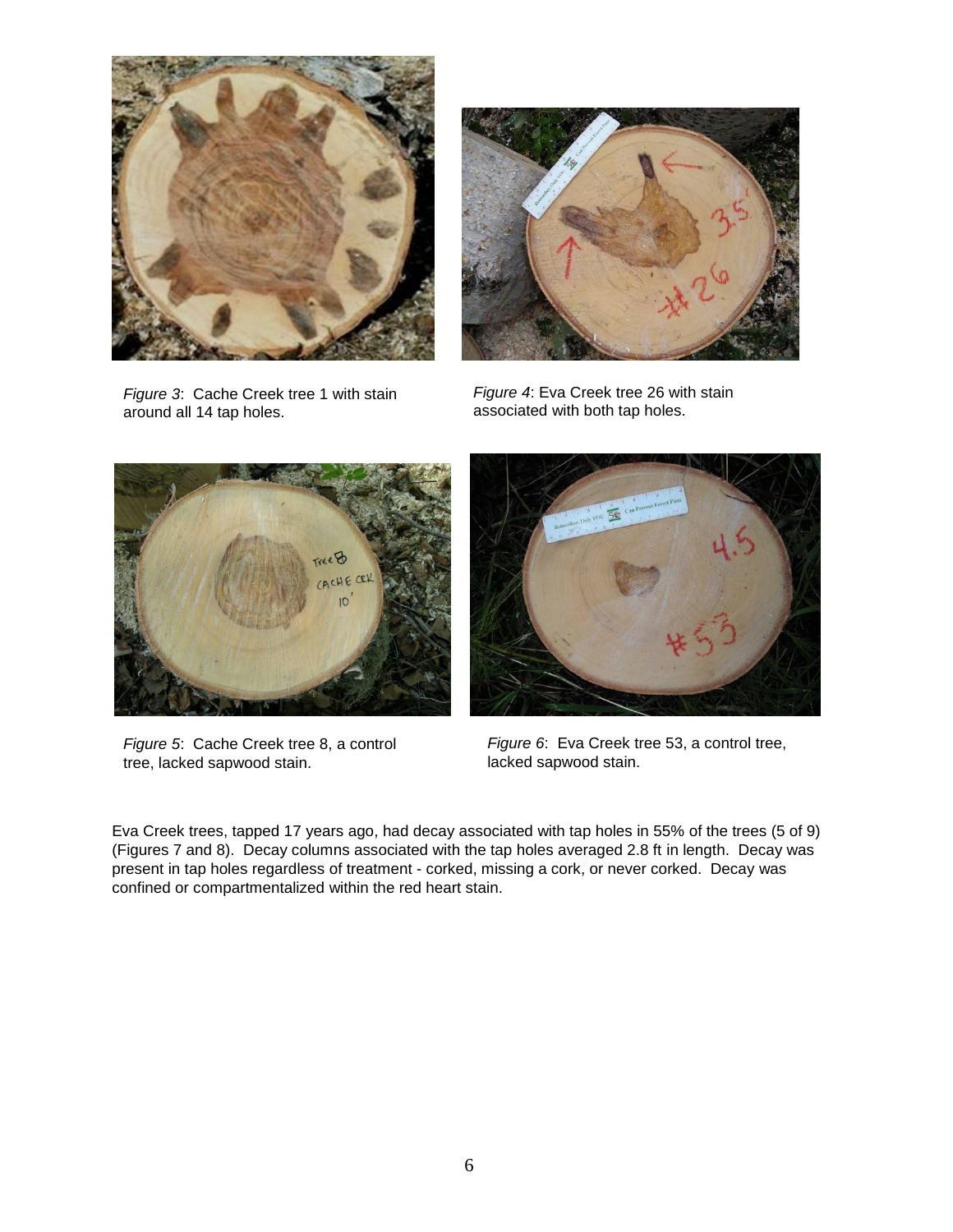*Figure 3*: Cache Creek tree 1 with stain around all 14 tap holes.

*Figure 4*: Eva Creek tree 26 with stain associated with both tap holes.

*Figure 5*: Cache Creek tree 8, a control tree, lacked sapwood stain.

*Figure 6*: Eva Creek tree 53, a control tree, lacked sapwood stain.

Eva Creek trees, tapped 17 years ago, had decay associated with tap holes in 55% of the trees (5 of 9) (Figures 7 and 8). Decay columns associated with the tap holes averaged 2.8 ft in length. Decay was present in tap holes regardless of treatment - corked, missing a cork, or never corked. Decay was confined or compartmentalized within the red heart stain.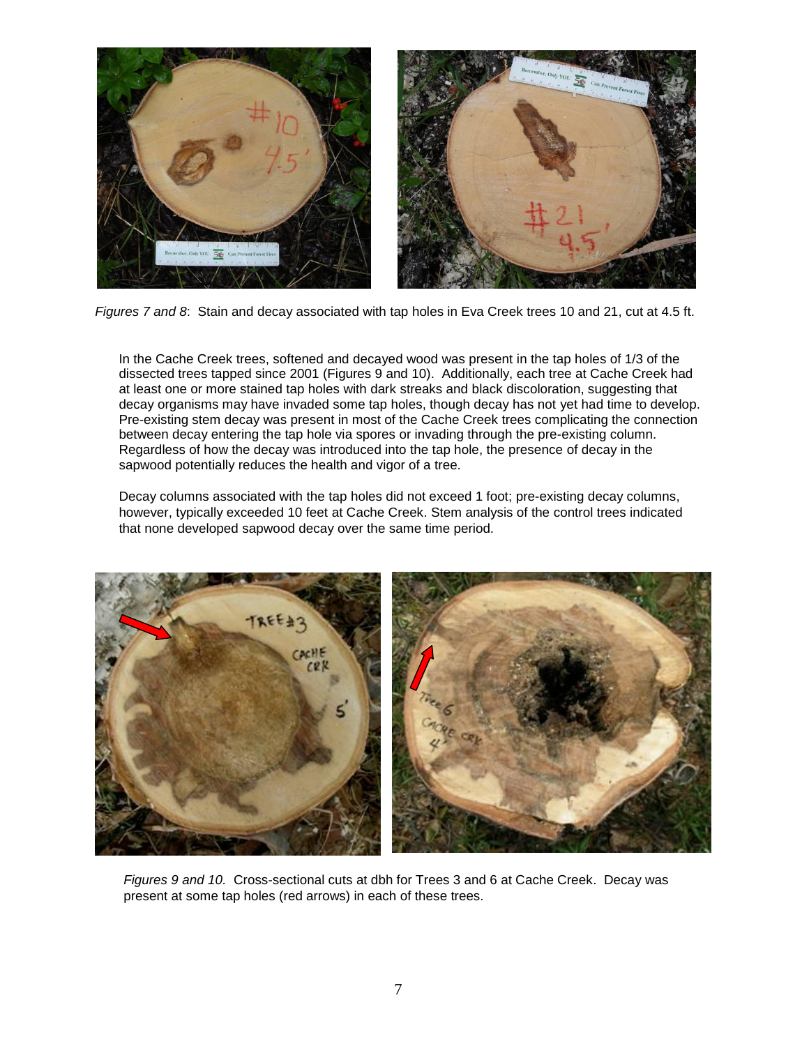*Figures 7 and 8*: Stain and decay associated with tap holes in Eva Creek trees 10 and 21, cut at 4.5 ft.

In the Cache Creek trees, softened and decayed wood was present in the tap holes of 1/3 of the dissected trees tapped since 2001 (Figures 9 and 10). Additionally, each tree at Cache Creek had at least one or more stained tap holes with dark streaks and black discoloration, suggesting that decay organisms may have invaded some tap holes, though decay has not yet had time to develop. Pre-existing stem decay was present in most of the Cache Creek trees complicating the connection between decay entering the tap hole via spores or invading through the pre-existing column. Regardless of how the decay was introduced into the tap hole, the presence of decay in the sapwood potentially reduces the health and vigor of a tree.

Decay columns associated with the tap holes did not exceed 1 foot; pre-existing decay columns, however, typically exceeded 10 feet at Cache Creek. Stem analysis of the control trees indicated that none developed sapwood decay over the same time period.

*Figures 9 and 10.* Cross-sectional cuts at dbh for Trees 3 and 6 at Cache Creek. Decay was present at some tap holes (red arrows) in each of these trees.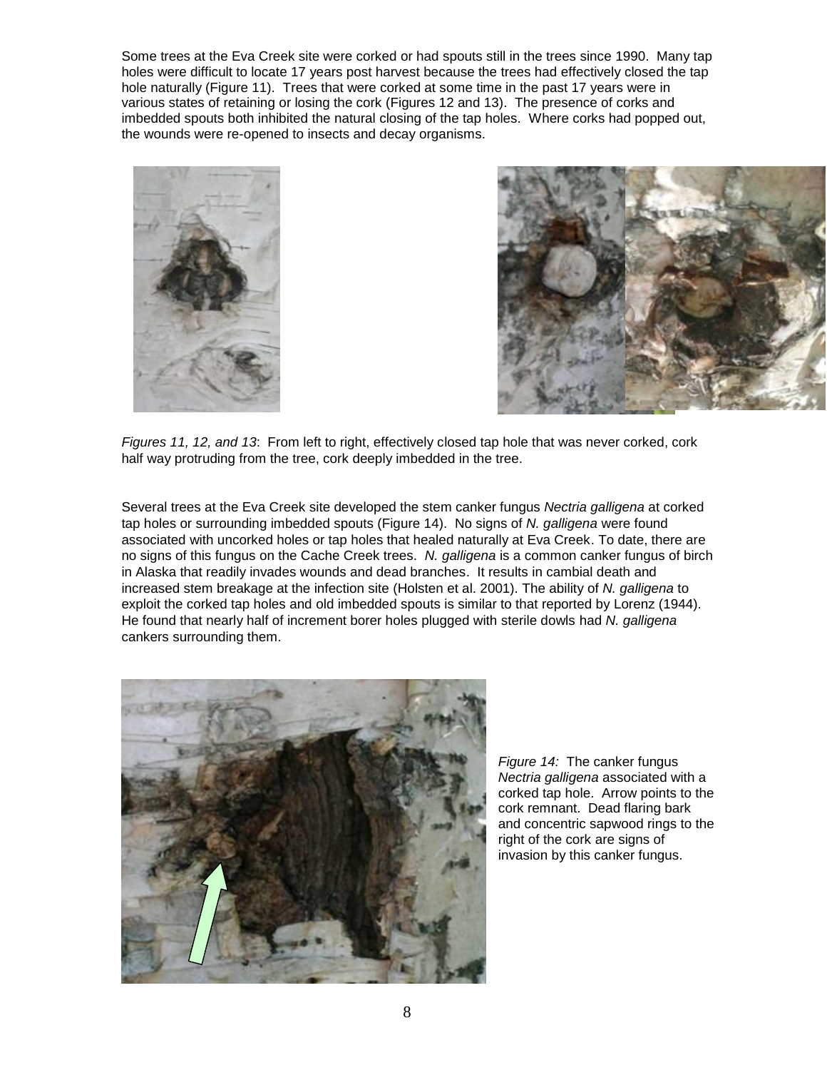Some trees at the Eva Creek site were corked or had spouts still in the trees since 1990. Many tap holes were difficult to locate 17 years post harvest because the trees had effectively closed the tap hole naturally (Figure 11). Trees that were corked at some time in the past 17 years were in various states of retaining or losing the cork (Figures 12 and 13). The presence of corks and imbedded spouts both inhibited the natural closing of the tap holes. Where corks had popped out, the wounds were re-opened to insects and decay organisms.

*Figures 11, 12, and 13*: From left to right, effectively closed tap hole that was never corked, cork half way protruding from the tree, cork deeply imbedded in the tree.

Several trees at the Eva Creek site developed the stem canker fungus *Nectria galligena* at corked tap holes or surrounding imbedded spouts (Figure 14). No signs of *N. galligena* were found associated with uncorked holes or tap holes that healed naturally at Eva Creek. To date, there are no signs of this fungus on the Cache Creek trees. *N. galligena* is a common canker fungus of birch in Alaska that readily invades wounds and dead branches. It results in cambial death and increased stem breakage at the infection site (Holsten et al. 2001). The ability of *N. galligena* to exploit the corked tap holes and old imbedded spouts is similar to that reported by Lorenz (1944). He found that nearly half of increment borer holes plugged with sterile dowls had *N. galligena* cankers surrounding them.

*Figure 14:* The canker fungus *Nectria galligena* associated with a corked tap hole. Arrow points to the cork remnant. Dead flaring bark and concentric sapwood rings to the right of the cork are signs of invasion by this canker fungus.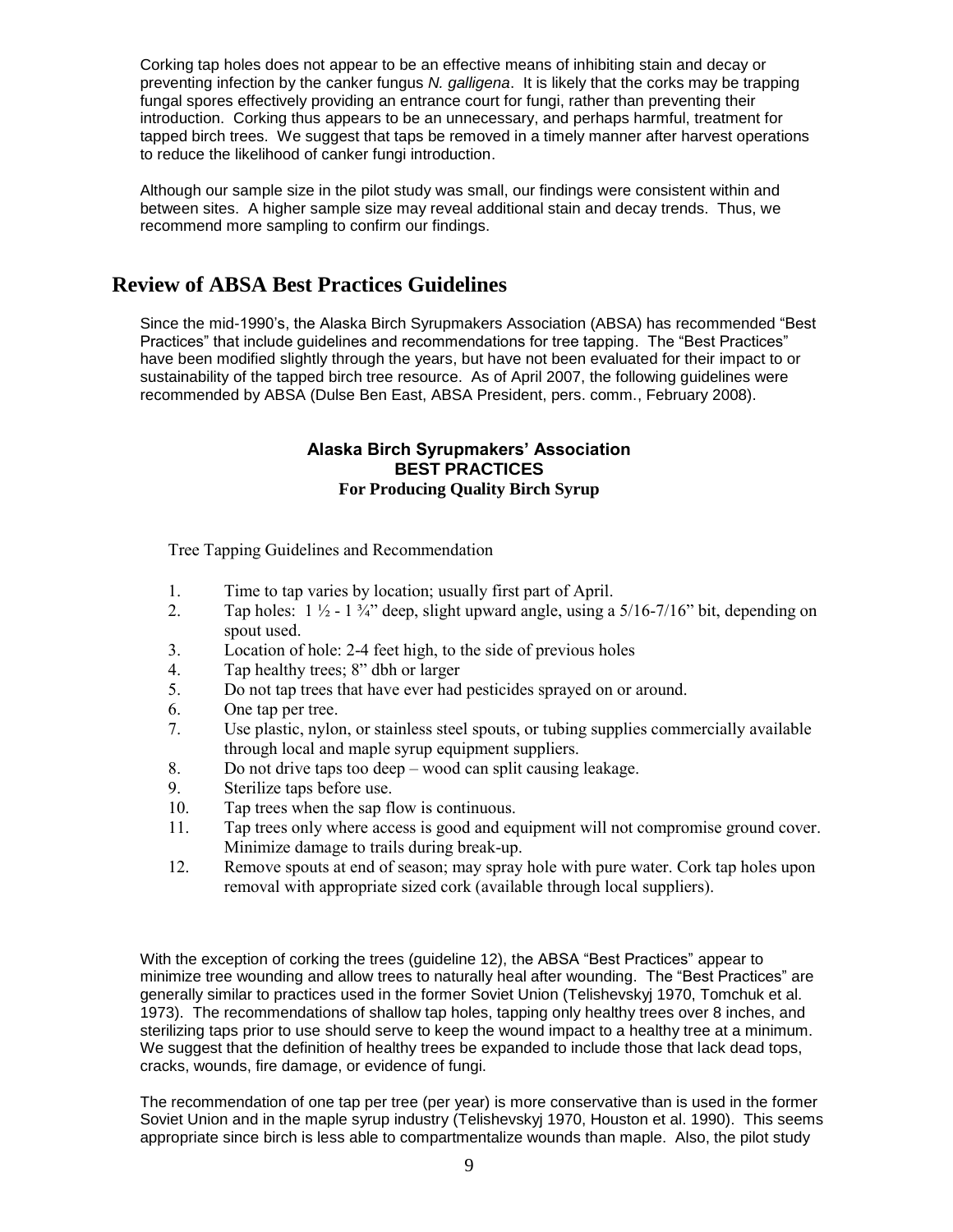Corking tap holes does not appear to be an effective means of inhibiting stain and decay or preventing infection by the canker fungus *N. galligena*. It is likely that the corks may be trapping fungal spores effectively providing an entrance court for fungi, rather than preventing their introduction. Corking thus appears to be an unnecessary, and perhaps harmful, treatment for tapped birch trees. We suggest that taps be removed in a timely manner after harvest operations to reduce the likelihood of canker fungi introduction.

Although our sample size in the pilot study was small, our findings were consistent within and between sites. A higher sample size may reveal additional stain and decay trends. Thus, we recommend more sampling to confirm our findings.

## Review of ABSA Best Practices Guidelines

Since the mid-1990's, the Alaska Birch Syrupmakers Association (ABSA) has recommended "Best Practices" that include guidelines and recommendations for tree tapping. The "Best Practices" have been modified slightly through the years, but have not been evaluated for their impact to or sustainability of the tapped birch tree resource. As of April 2007, the following guidelines were recommended by ABSA (Dulse Ben East, ABSA President, pers. comm., February 2008).

**Alaska Birch Syrupmakers' Association**
**BEST PRACTICES**
**For Producing Quality Birch Syrup**

Tree Tapping Guidelines and Recommendation

1. Time to tap varies by location; usually first part of April.
2. Tap holes: 1 ½ - 1 ¾" deep, slight upward angle, using a 5/16-7/16" bit, depending on spout used.
3. Location of hole: 2-4 feet high, to the side of previous holes
4. Tap healthy trees; 8" dbh or larger
5. Do not tap trees that have ever had pesticides sprayed on or around.
6. One tap per tree.
7. Use plastic, nylon, or stainless steel spouts, or tubing supplies commercially available through local and maple syrup equipment suppliers.
8. Do not drive taps too deep – wood can split causing leakage.
9. Sterilize taps before use.
10. Tap trees when the sap flow is continuous.
11. Tap trees only where access is good and equipment will not compromise ground cover. Minimize damage to trails during break-up.
12. Remove spouts at end of season; may spray hole with pure water. Cork tap holes upon removal with appropriate sized cork (available through local suppliers).

With the exception of corking the trees (guideline 12), the ABSA "Best Practices" appear to minimize tree wounding and allow trees to naturally heal after wounding. The "Best Practices" are generally similar to practices used in the former Soviet Union (Telishevskyj 1970, Tomchuk et al. 1973). The recommendations of shallow tap holes, tapping only healthy trees over 8 inches, and sterilizing taps prior to use should serve to keep the wound impact to a healthy tree at a minimum. We suggest that the definition of healthy trees be expanded to include those that lack dead tops, cracks, wounds, fire damage, or evidence of fungi.

The recommendation of one tap per tree (per year) is more conservative than is used in the former Soviet Union and in the maple syrup industry (Telishevskyj 1970, Houston et al. 1990). This seems appropriate since birch is less able to compartmentalize wounds than maple. Also, the pilot study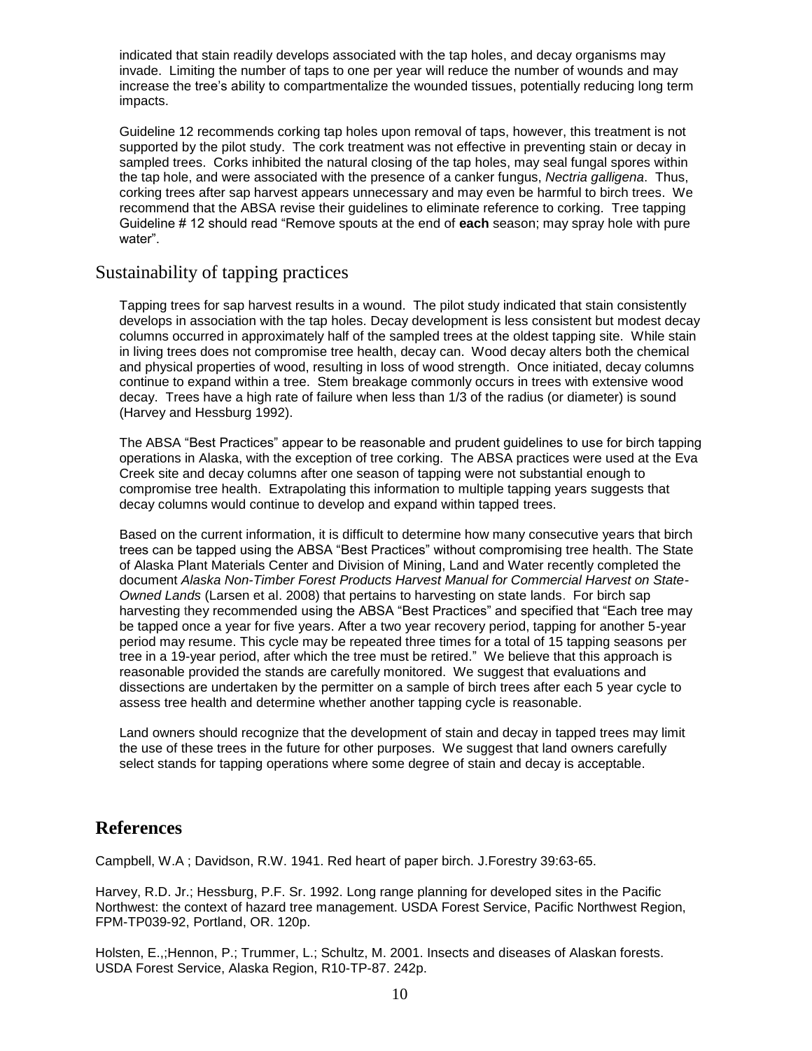indicated that stain readily develops associated with the tap holes, and decay organisms may invade. Limiting the number of taps to one per year will reduce the number of wounds and may increase the tree's ability to compartmentalize the wounded tissues, potentially reducing long term impacts.

Guideline 12 recommends corking tap holes upon removal of taps, however, this treatment is not supported by the pilot study. The cork treatment was not effective in preventing stain or decay in sampled trees. Corks inhibited the natural closing of the tap holes, may seal fungal spores within the tap hole, and were associated with the presence of a canker fungus, *Nectria galligena*. Thus, corking trees after sap harvest appears unnecessary and may even be harmful to birch trees. We recommend that the ABSA revise their guidelines to eliminate reference to corking. Tree tapping Guideline # 12 should read "Remove spouts at the end of **each** season; may spray hole with pure water".

## Sustainability of tapping practices

Tapping trees for sap harvest results in a wound. The pilot study indicated that stain consistently develops in association with the tap holes. Decay development is less consistent but modest decay columns occurred in approximately half of the sampled trees at the oldest tapping site. While stain in living trees does not compromise tree health, decay can. Wood decay alters both the chemical and physical properties of wood, resulting in loss of wood strength. Once initiated, decay columns continue to expand within a tree. Stem breakage commonly occurs in trees with extensive wood decay. Trees have a high rate of failure when less than 1/3 of the radius (or diameter) is sound (Harvey and Hessburg 1992).

The ABSA "Best Practices" appear to be reasonable and prudent guidelines to use for birch tapping operations in Alaska, with the exception of tree corking. The ABSA practices were used at the Eva Creek site and decay columns after one season of tapping were not substantial enough to compromise tree health. Extrapolating this information to multiple tapping years suggests that decay columns would continue to develop and expand within tapped trees.

Based on the current information, it is difficult to determine how many consecutive years that birch trees can be tapped using the ABSA "Best Practices" without compromising tree health. The State of Alaska Plant Materials Center and Division of Mining, Land and Water recently completed the document *Alaska Non-Timber Forest Products Harvest Manual for Commercial Harvest on State-Owned Lands* (Larsen et al. 2008) that pertains to harvesting on state lands. For birch sap harvesting they recommended using the ABSA "Best Practices" and specified that "Each tree may be tapped once a year for five years. After a two year recovery period, tapping for another 5-year period may resume. This cycle may be repeated three times for a total of 15 tapping seasons per tree in a 19-year period, after which the tree must be retired." We believe that this approach is reasonable provided the stands are carefully monitored. We suggest that evaluations and dissections are undertaken by the permitter on a sample of birch trees after each 5 year cycle to assess tree health and determine whether another tapping cycle is reasonable.

Land owners should recognize that the development of stain and decay in tapped trees may limit the use of these trees in the future for other purposes. We suggest that land owners carefully select stands for tapping operations where some degree of stain and decay is acceptable.

# References

Campbell, W.A ; Davidson, R.W. 1941. Red heart of paper birch. J.Forestry 39:63-65.

Harvey, R.D. Jr.; Hessburg, P.F. Sr. 1992. Long range planning for developed sites in the Pacific Northwest: the context of hazard tree management. USDA Forest Service, Pacific Northwest Region, FPM-TP039-92, Portland, OR. 120p.

Holsten, E.,;Hennon, P.; Trummer, L.; Schultz, M. 2001. Insects and diseases of Alaskan forests. USDA Forest Service, Alaska Region, R10-TP-87. 242p.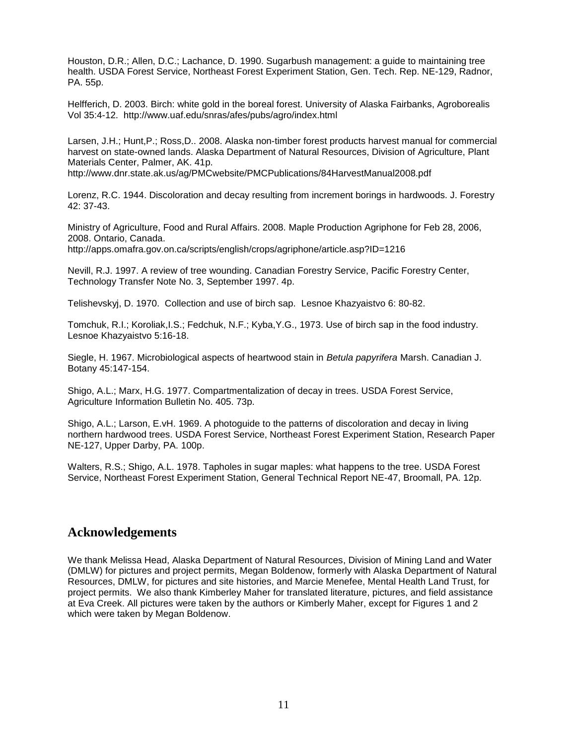Houston, D.R.; Allen, D.C.; Lachance, D. 1990. Sugarbush management: a guide to maintaining tree health. USDA Forest Service, Northeast Forest Experiment Station, Gen. Tech. Rep. NE-129, Radnor, PA. 55p.

Helfferich, D. 2003. Birch: white gold in the boreal forest. University of Alaska Fairbanks, Agroborealis Vol 35:4-12. http://www.uaf.edu/snras/afes/pubs/agro/index.html

Larsen, J.H.; Hunt,P.; Ross,D.. 2008. Alaska non-timber forest products harvest manual for commercial harvest on state-owned lands. Alaska Department of Natural Resources, Division of Agriculture, Plant Materials Center, Palmer, AK. 41p.
http://www.dnr.state.ak.us/ag/PMCwebsite/PMCPublications/84HarvestManual2008.pdf

Lorenz, R.C. 1944. Discoloration and decay resulting from increment borings in hardwoods. J. Forestry 42: 37-43.

Ministry of Agriculture, Food and Rural Affairs. 2008. Maple Production Agriphone for Feb 28, 2006, 2008. Ontario, Canada.
http://apps.omafra.gov.on.ca/scripts/english/crops/agriphone/article.asp?ID=1216

Nevill, R.J. 1997. A review of tree wounding. Canadian Forestry Service, Pacific Forestry Center, Technology Transfer Note No. 3, September 1997. 4p.

Telishevskyj, D. 1970. Collection and use of birch sap. Lesnoe Khazyaistvo 6: 80-82.

Tomchuk, R.I.; Koroliak,I.S.; Fedchuk, N.F.; Kyba,Y.G., 1973. Use of birch sap in the food industry. Lesnoe Khazyaistvo 5:16-18.

Siegle, H. 1967. Microbiological aspects of heartwood stain in *Betula papyrifera* Marsh. Canadian J. Botany 45:147-154.

Shigo, A.L.; Marx, H.G. 1977. Compartmentalization of decay in trees. USDA Forest Service, Agriculture Information Bulletin No. 405. 73p.

Shigo, A.L.; Larson, E.vH. 1969. A photoguide to the patterns of discoloration and decay in living northern hardwood trees. USDA Forest Service, Northeast Forest Experiment Station, Research Paper NE-127, Upper Darby, PA. 100p.

Walters, R.S.; Shigo, A.L. 1978. Tapholes in sugar maples: what happens to the tree. USDA Forest Service, Northeast Forest Experiment Station, General Technical Report NE-47, Broomall, PA. 12p.

## Acknowledgements

We thank Melissa Head, Alaska Department of Natural Resources, Division of Mining Land and Water (DMLW) for pictures and project permits, Megan Boldenow, formerly with Alaska Department of Natural Resources, DMLW, for pictures and site histories, and Marcie Menefee, Mental Health Land Trust, for project permits. We also thank Kimberley Maher for translated literature, pictures, and field assistance at Eva Creek. All pictures were taken by the authors or Kimberly Maher, except for Figures 1 and 2 which were taken by Megan Boldenow.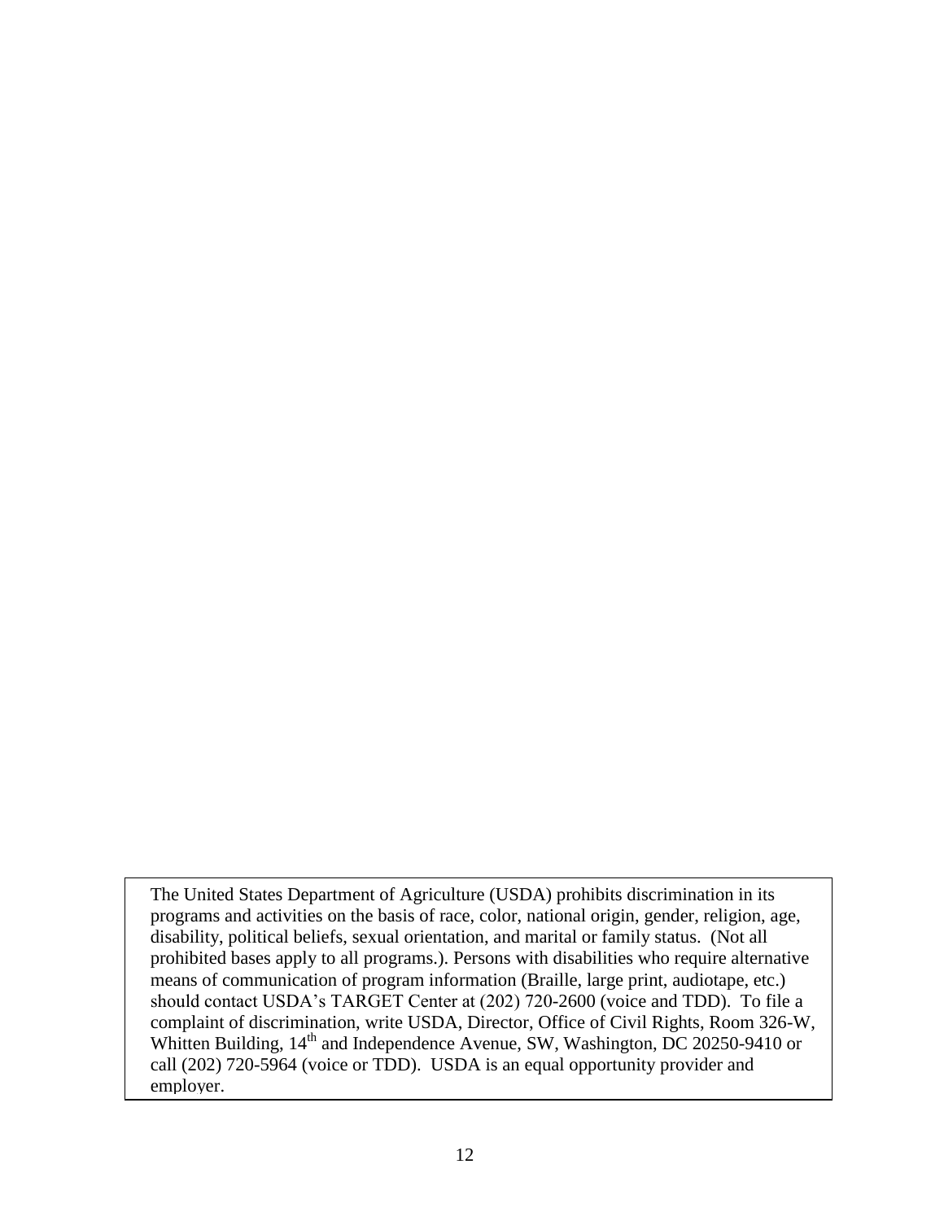The United States Department of Agriculture (USDA) prohibits discrimination in its programs and activities on the basis of race, color, national origin, gender, religion, age, disability, political beliefs, sexual orientation, and marital or family status. (Not all prohibited bases apply to all programs.). Persons with disabilities who require alternative means of communication of program information (Braille, large print, audiotape, etc.) should contact USDA's TARGET Center at (202) 720-2600 (voice and TDD). To file a complaint of discrimination, write USDA, Director, Office of Civil Rights, Room 326-W, Whitten Building, 14th and Independence Avenue, SW, Washington, DC 20250-9410 or call (202) 720-5964 (voice or TDD). USDA is an equal opportunity provider and employer.